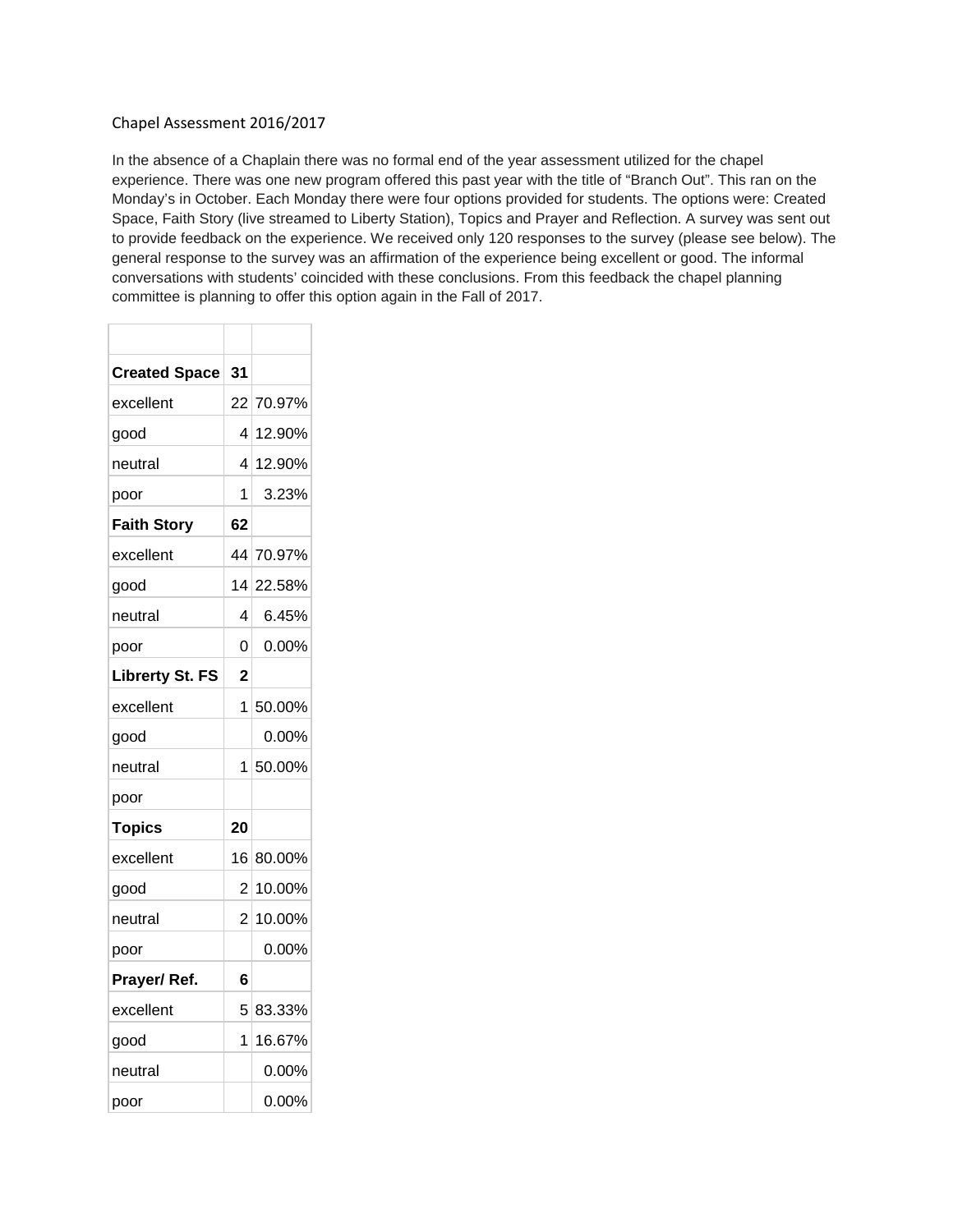Chapel Assessment 2016/2017

In the absence of a Chaplain there was no formal end of the year assessment utilized for the chapel experience. There was one new program offered this past year with the title of "Branch Out". This ran on the Monday's in October. Each Monday there were four options provided for students. The options were: Created Space, Faith Story (live streamed to Liberty Station), Topics and Prayer and Reflection. A survey was sent out to provide feedback on the experience. We received only 120 responses to the survey (please see below). The general response to the survey was an affirmation of the experience being excellent or good. The informal conversations with students' coincided with these conclusions. From this feedback the chapel planning committee is planning to offer this option again in the Fall of 2017.

| | | |
|---|---|---|
| **Created Space** | **31** | |
| excellent | 22 | 70.97% |
| good | 4 | 12.90% |
| neutral | 4 | 12.90% |
| poor | 1 | 3.23% |
| **Faith Story** | **62** | |
| excellent | 44 | 70.97% |
| good | 14 | 22.58% |
| neutral | 4 | 6.45% |
| poor | 0 | 0.00% |
| **Librerty St. FS** | **2** | |
| excellent | 1 | 50.00% |
| good | | 0.00% |
| neutral | 1 | 50.00% |
| poor | | |
| **Topics** | **20** | |
| excellent | 16 | 80.00% |
| good | 2 | 10.00% |
| neutral | 2 | 10.00% |
| poor | | 0.00% |
| **Prayer/ Ref.** | **6** | |
| excellent | 5 | 83.33% |
| good | 1 | 16.67% |
| neutral | | 0.00% |
| poor | | 0.00% |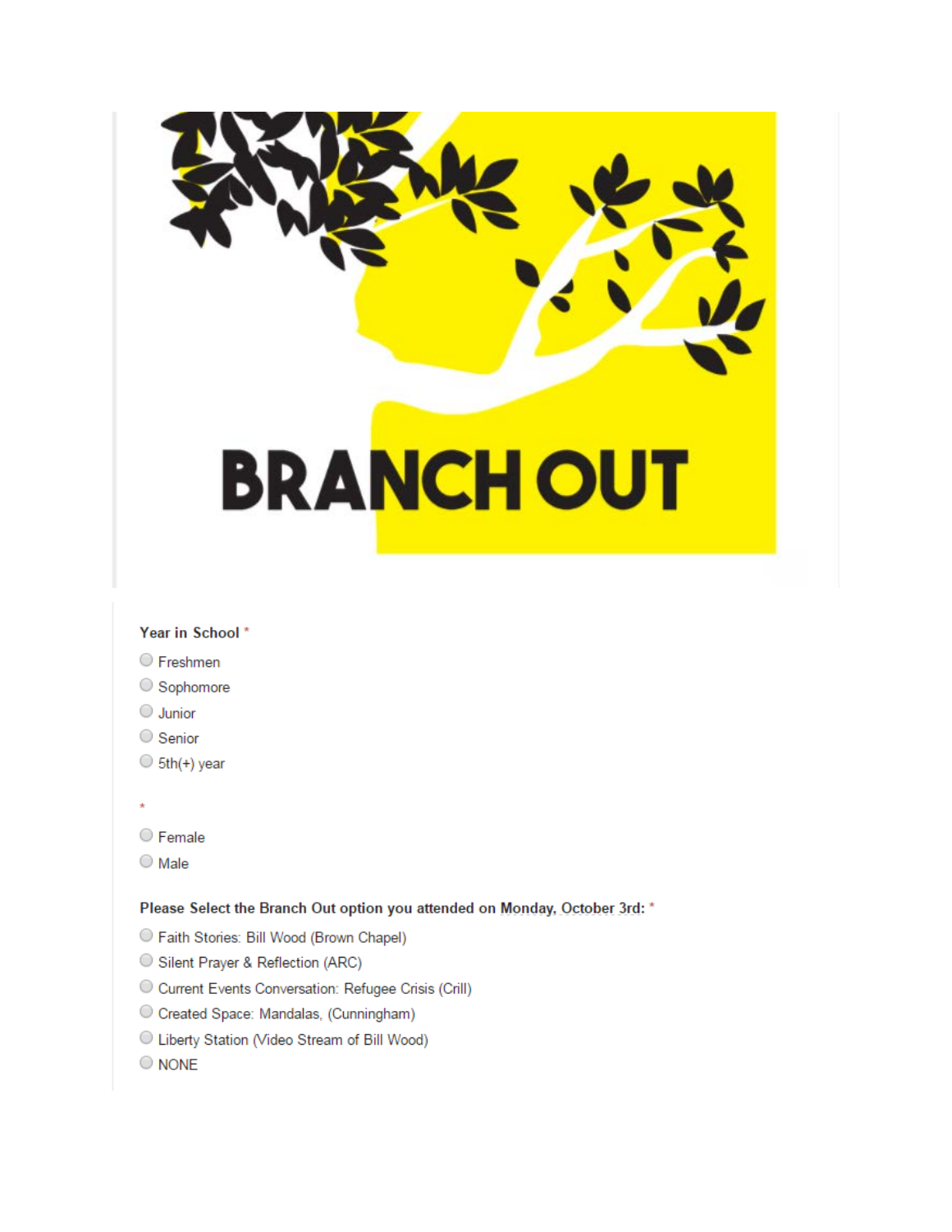BRANCH OUT

**Year in School** *

- Freshmen
- Sophomore
- Junior
- Senior
- 5th(+) year

*

- Female
- Male

**Please Select the Branch Out option you attended on Monday, October 3rd:** *

- Faith Stories: Bill Wood (Brown Chapel)
- Silent Prayer & Reflection (ARC)
- Current Events Conversation: Refugee Crisis (Crill)
- Created Space: Mandalas, (Cunningham)
- Liberty Station (Video Stream of Bill Wood)
- NONE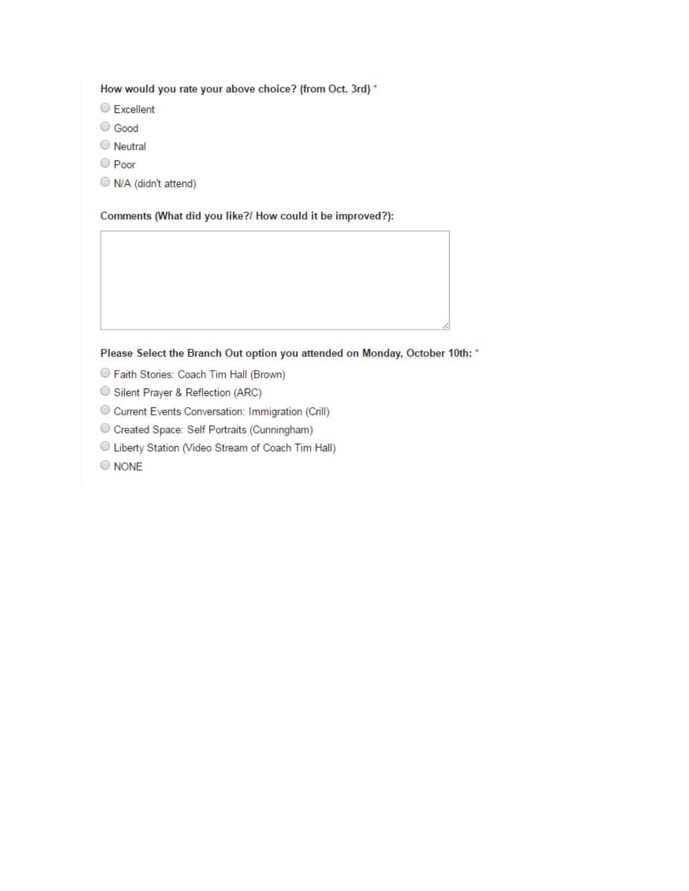**How would you rate your above choice? (from Oct. 3rd)** *

- Excellent
- Good
- Neutral
- Poor
- N/A (didn't attend)

**Comments (What did you like?/ How could it be improved?):**

**Please Select the Branch Out option you attended on Monday, October 10th:** *

- Faith Stories: Coach Tim Hall (Brown)
- Silent Prayer & Reflection (ARC)
- Current Events Conversation: Immigration (Crill)
- Created Space: Self Portraits (Cunningham)
- Liberty Station (Video Stream of Coach Tim Hall)
- NONE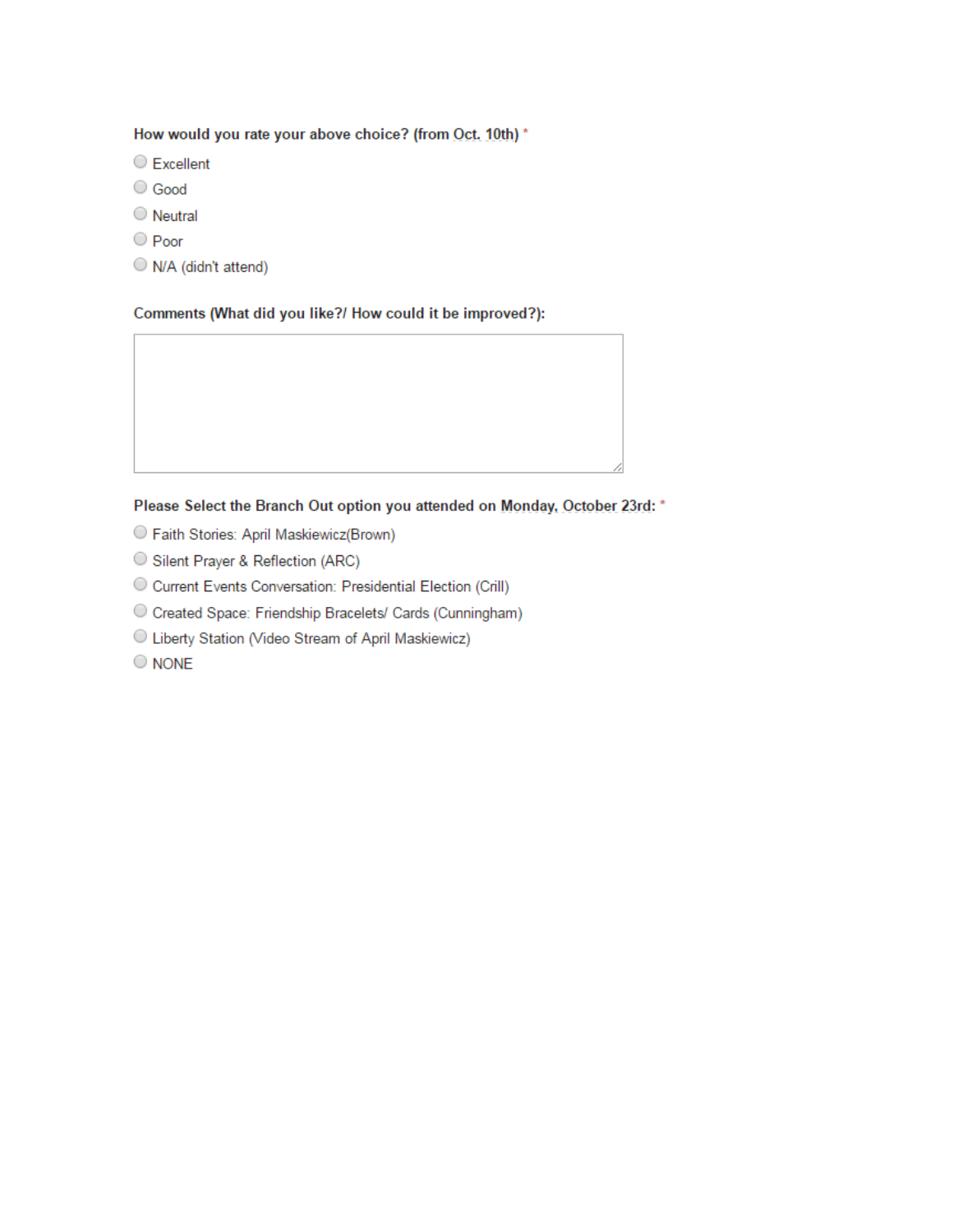**How would you rate your above choice? (from Oct. 10th)** *

- Excellent
- Good
- Neutral
- Poor
- N/A (didn't attend)

**Comments (What did you like?/ How could it be improved?):**

**Please Select the Branch Out option you attended on Monday, October 23rd:** *

- Faith Stories: April Maskiewicz(Brown)
- Silent Prayer & Reflection (ARC)
- Current Events Conversation: Presidential Election (Crill)
- Created Space: Friendship Bracelets/ Cards (Cunningham)
- Liberty Station (Video Stream of April Maskiewicz)
- NONE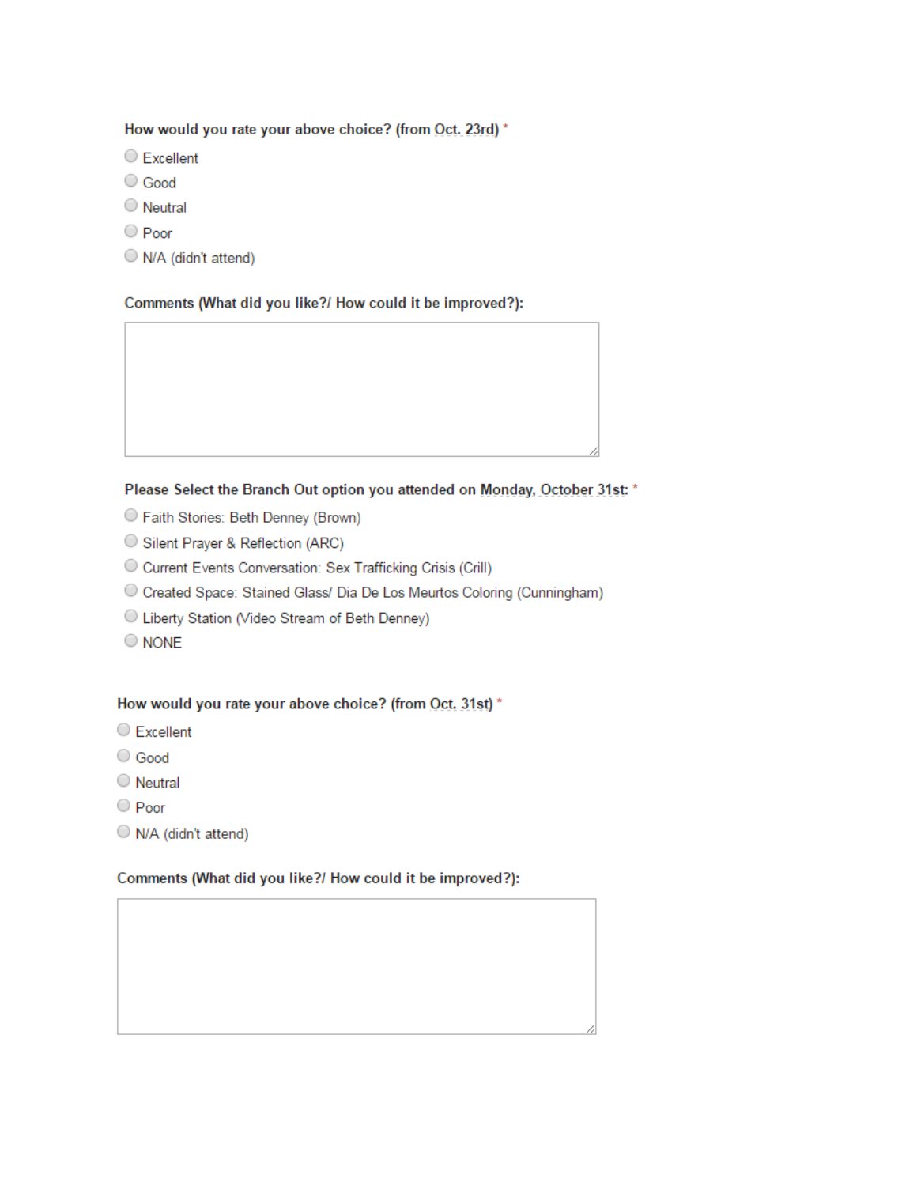**How would you rate your above choice? (from Oct. 23rd)** *

- ○ Excellent
- ○ Good
- ○ Neutral
- ○ Poor
- ○ N/A (didn't attend)

**Comments (What did you like?/ How could it be improved?):**

**Please Select the Branch Out option you attended on Monday, October 31st:** *

- ○ Faith Stories: Beth Denney (Brown)
- ○ Silent Prayer & Reflection (ARC)
- ○ Current Events Conversation: Sex Trafficking Crisis (Crill)
- ○ Created Space: Stained Glass/ Dia De Los Meurtos Coloring (Cunningham)
- ○ Liberty Station (Video Stream of Beth Denney)
- ○ NONE

**How would you rate your above choice? (from Oct. 31st)** *

- ○ Excellent
- ○ Good
- ○ Neutral
- ○ Poor
- ○ N/A (didn't attend)

**Comments (What did you like?/ How could it be improved?):**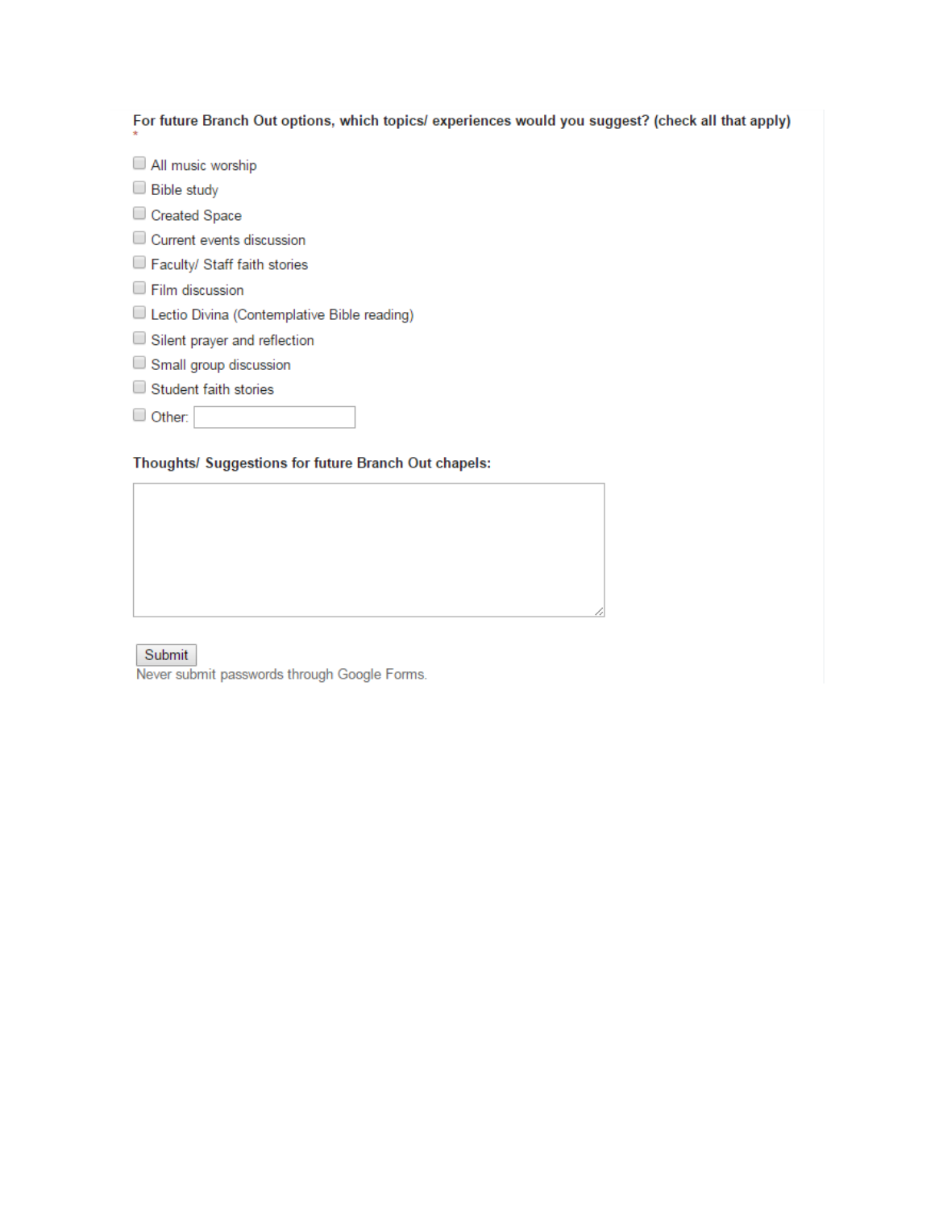**For future Branch Out options, which topics/ experiences would you suggest? (check all that apply)** *

- [ ] All music worship
- [ ] Bible study
- [ ] Created Space
- [ ] Current events discussion
- [ ] Faculty/ Staff faith stories
- [ ] Film discussion
- [ ] Lectio Divina (Contemplative Bible reading)
- [ ] Silent prayer and reflection
- [ ] Small group discussion
- [ ] Student faith stories
- [ ] Other: ______

**Thoughts/ Suggestions for future Branch Out chapels:**

Submit

Never submit passwords through Google Forms.